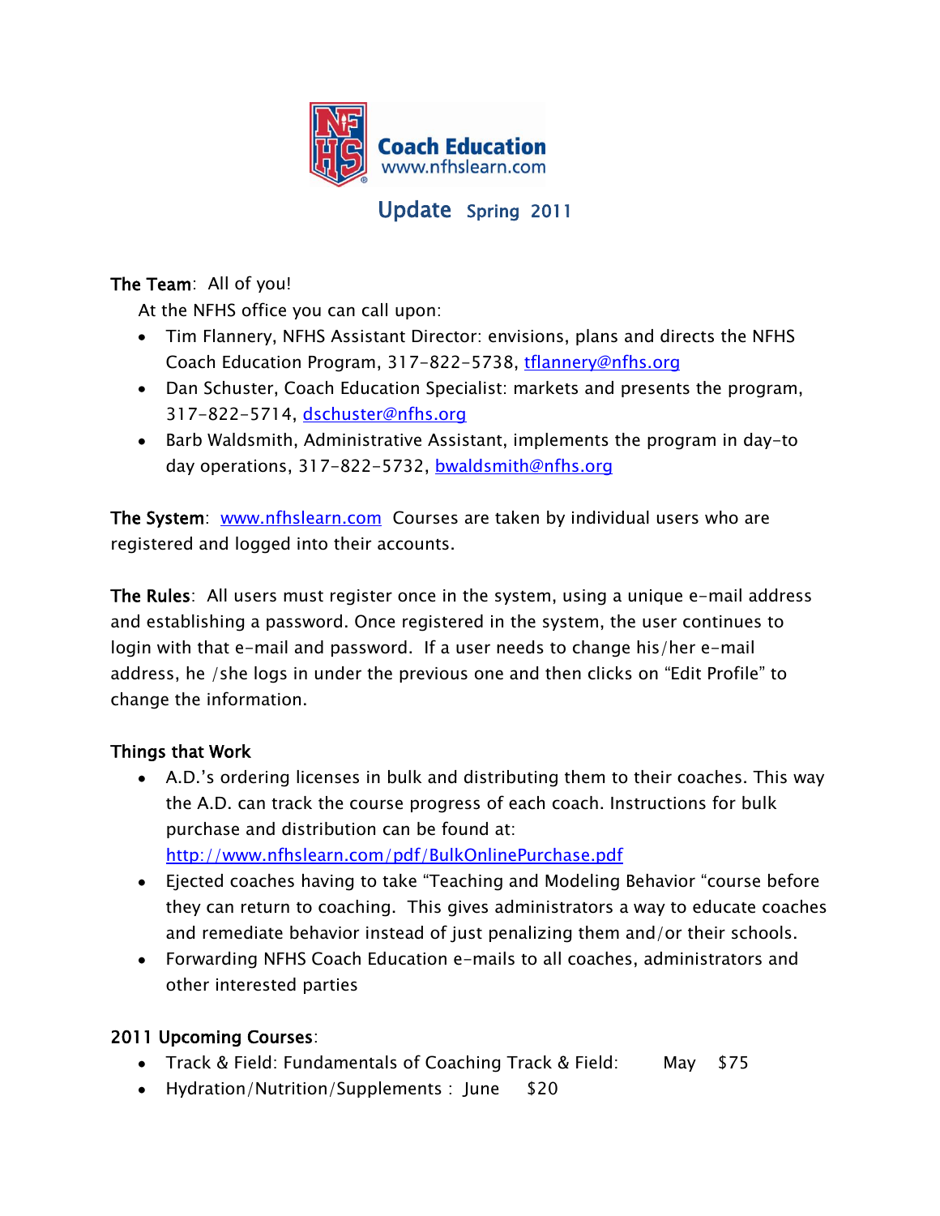**Coach Education**
www.nfhslearn.com

# Update Spring 2011

**The Team**: All of you!

At the NFHS office you can call upon:

- Tim Flannery, NFHS Assistant Director: envisions, plans and directs the NFHS Coach Education Program, 317-822-5738, tflannery@nfhs.org
- Dan Schuster, Coach Education Specialist: markets and presents the program, 317-822-5714, dschuster@nfhs.org
- Barb Waldsmith, Administrative Assistant, implements the program in day-to day operations, 317-822-5732, bwaldsmith@nfhs.org

**The System**: www.nfhslearn.com Courses are taken by individual users who are registered and logged into their accounts.

**The Rules**: All users must register once in the system, using a unique e-mail address and establishing a password. Once registered in the system, the user continues to login with that e-mail and password. If a user needs to change his/her e-mail address, he /she logs in under the previous one and then clicks on "Edit Profile" to change the information.

**Things that Work**

- A.D.'s ordering licenses in bulk and distributing them to their coaches. This way the A.D. can track the course progress of each coach. Instructions for bulk purchase and distribution can be found at: http://www.nfhslearn.com/pdf/BulkOnlinePurchase.pdf
- Ejected coaches having to take "Teaching and Modeling Behavior "course before they can return to coaching. This gives administrators a way to educate coaches and remediate behavior instead of just penalizing them and/or their schools.
- Forwarding NFHS Coach Education e-mails to all coaches, administrators and other interested parties

**2011 Upcoming Courses**:

- Track & Field: Fundamentals of Coaching Track & Field: May $75
- Hydration/Nutrition/Supplements : June $20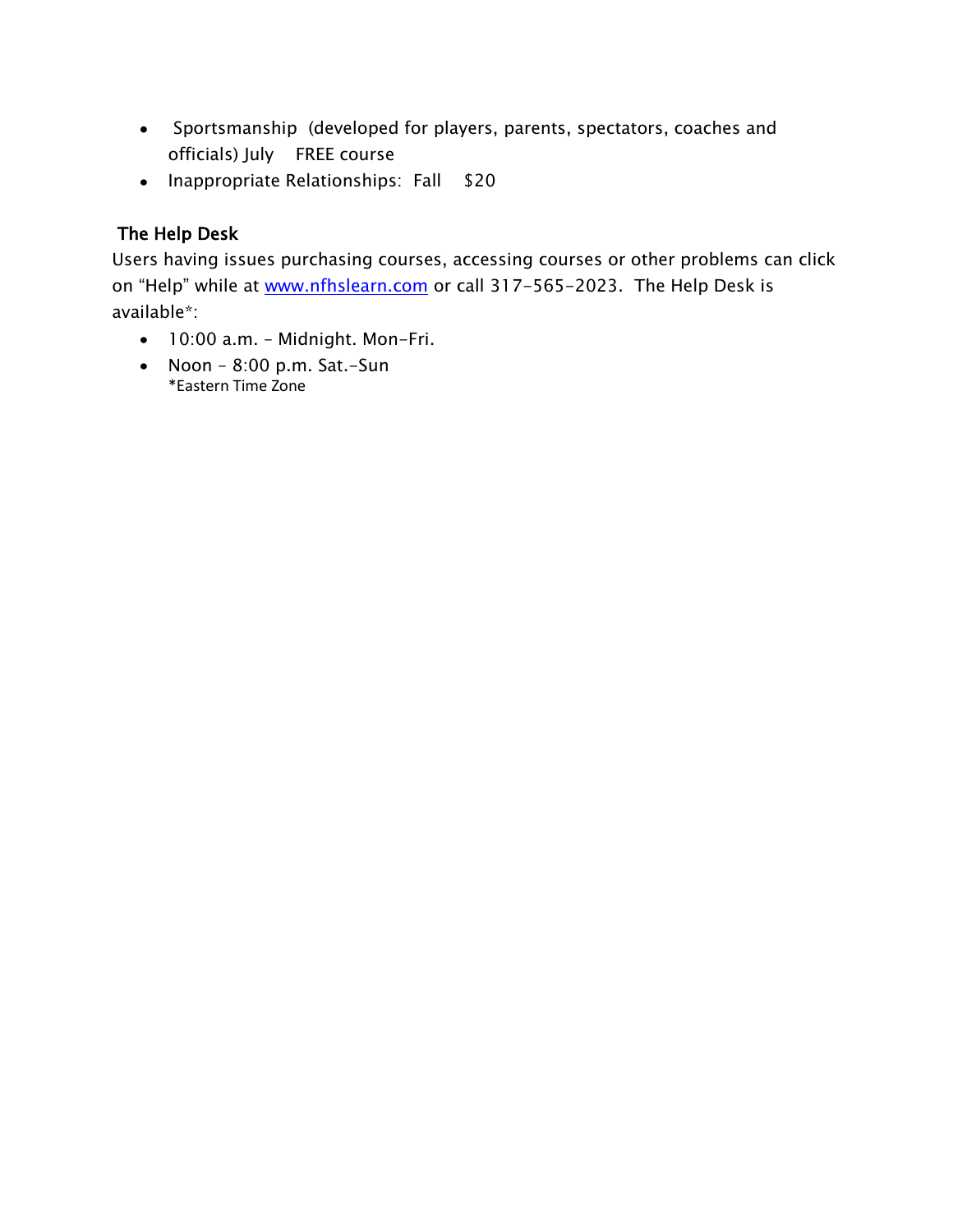- Sportsmanship (developed for players, parents, spectators, coaches and officials) July FREE course
- Inappropriate Relationships: Fall $20

## The Help Desk

Users having issues purchasing courses, accessing courses or other problems can click on "Help" while at www.nfhslearn.com or call 317-565-2023. The Help Desk is available*:

- 10:00 a.m. – Midnight. Mon-Fri.
- Noon – 8:00 p.m. Sat.-Sun

*Eastern Time Zone